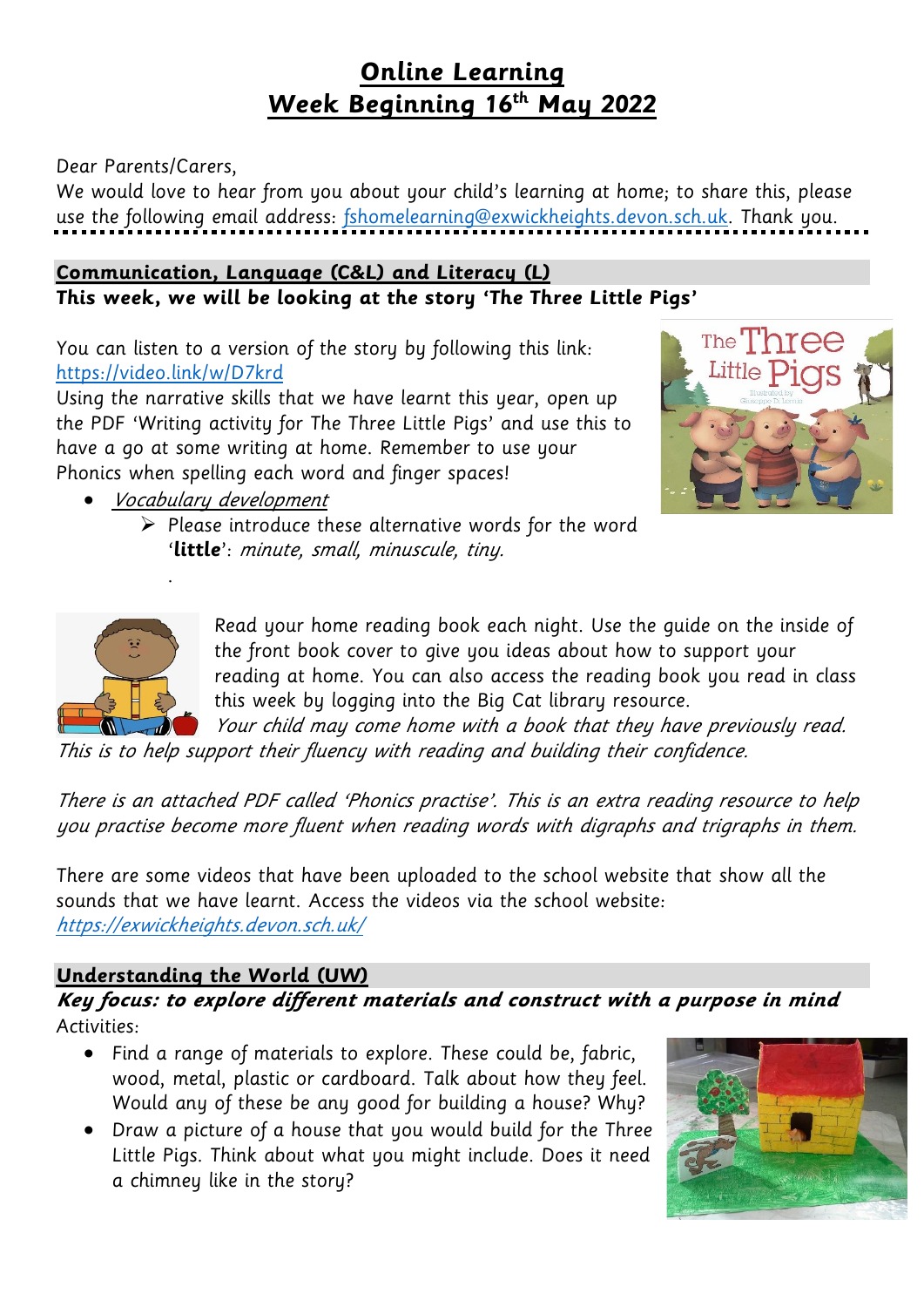# Online Learning
# Week Beginning 16th May 2022

Dear Parents/Carers,

We would love to hear from you about your child's learning at home; to share this, please use the following email address: fshomelearning@exwickheights.devon.sch.uk. Thank you.

## Communication, Language (C&L) and Literacy (L)

**This week, we will be looking at the story 'The Three Little Pigs'**

You can listen to a version of the story by following this link: https://video.link/w/D7krd

Using the narrative skills that we have learnt this year, open up the PDF 'Writing activity for The Three Little Pigs' and use this to have a go at some writing at home. Remember to use your Phonics when spelling each word and finger spaces!

- *Vocabulary development*
  - Please introduce these alternative words for the word '**little**': *minute, small, minuscule, tiny.*

Read your home reading book each night. Use the guide on the inside of the front book cover to give you ideas about how to support your reading at home. You can also access the reading book you read in class this week by logging into the Big Cat library resource.

*Your child may come home with a book that they have previously read. This is to help support their fluency with reading and building their confidence.*

*There is an attached PDF called 'Phonics practise'. This is an extra reading resource to help you practise become more fluent when reading words with digraphs and trigraphs in them.*

There are some videos that have been uploaded to the school website that show all the sounds that we have learnt. Access the videos via the school website: *https://exwickheights.devon.sch.uk/*

## Understanding the World (UW)

***Key focus: to explore different materials and construct with a purpose in mind***

Activities:

- Find a range of materials to explore. These could be, fabric, wood, metal, plastic or cardboard. Talk about how they feel. Would any of these be any good for building a house? Why?
- Draw a picture of a house that you would build for the Three Little Pigs. Think about what you might include. Does it need a chimney like in the story?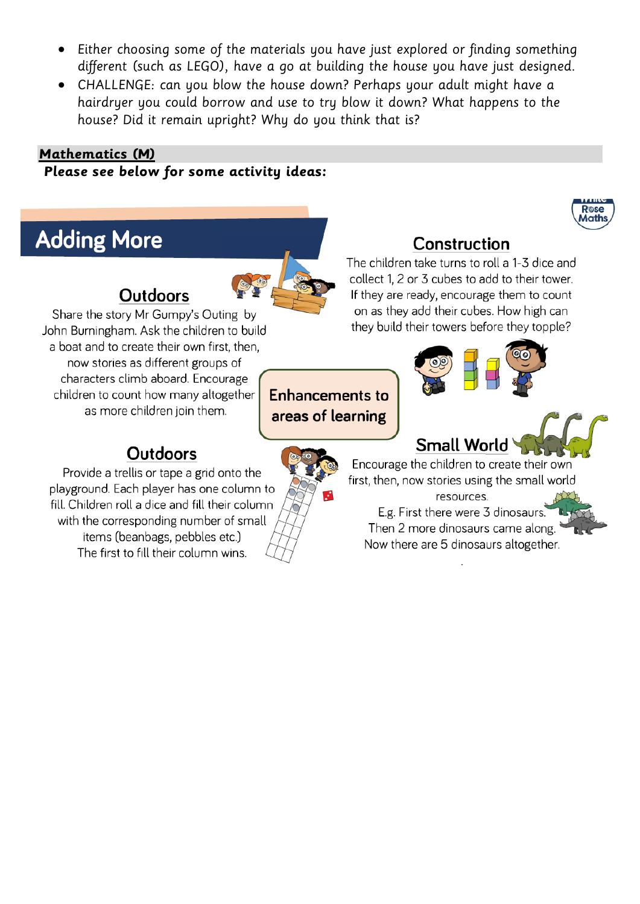- Either choosing some of the materials you have just explored or finding something different (such as LEGO), have a go at building the house you have just designed.
- CHALLENGE: can you blow the house down? Perhaps your adult might have a hairdryer you could borrow and use to try blow it down? What happens to the house? Did it remain upright? Why do you think that is?

## Mathematics (M)

**Please see below for some activity ideas:**

## Adding More

### Enhancements to areas of learning

### Outdoors

Share the story Mr Gumpy's Outing by John Burningham. Ask the children to build a boat and to create their own first, then, now stories as different groups of characters climb aboard. Encourage children to count how many altogether as more children join them.

### Construction

The children take turns to roll a 1-3 dice and collect 1, 2 or 3 cubes to add to their tower. If they are ready, encourage them to count on as they add their cubes. How high can they build their towers before they topple?

### Outdoors

Provide a trellis or tape a grid onto the playground. Each player has one column to fill. Children roll a dice and fill their column with the corresponding number of small items (beanbags, pebbles etc.)
The first to fill their column wins.

### Small World

Encourage the children to create their own first, then, now stories using the small world resources.
E.g. First there were 3 dinosaurs.
Then 2 more dinosaurs came along.
Now there are 5 dinosaurs altogether.